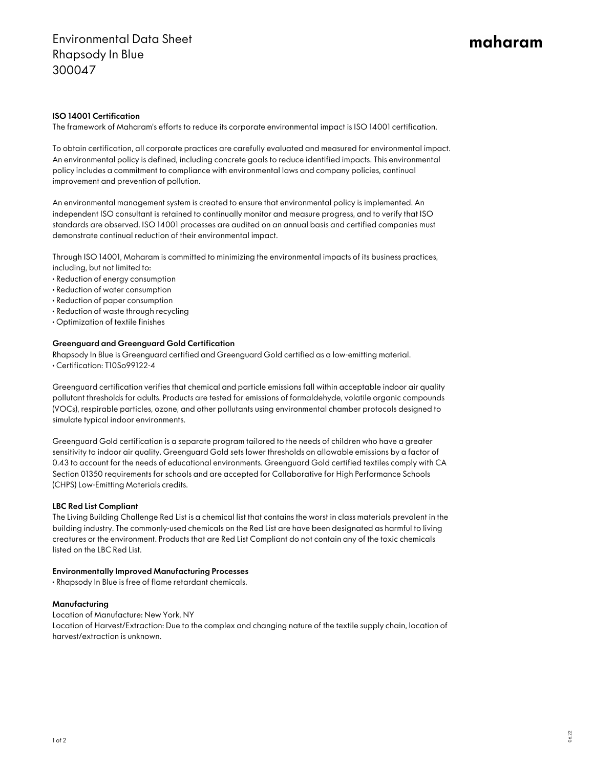# Environmental Data Sheet
# Rhapsody In Blue
# 300047

maharam

### ISO 14001 Certification

The framework of Maharam's efforts to reduce its corporate environmental impact is ISO 14001 certification.

To obtain certification, all corporate practices are carefully evaluated and measured for environmental impact. An environmental policy is defined, including concrete goals to reduce identified impacts. This environmental policy includes a commitment to compliance with environmental laws and company policies, continual improvement and prevention of pollution.

An environmental management system is created to ensure that environmental policy is implemented. An independent ISO consultant is retained to continually monitor and measure progress, and to verify that ISO standards are observed. ISO 14001 processes are audited on an annual basis and certified companies must demonstrate continual reduction of their environmental impact.

Through ISO 14001, Maharam is committed to minimizing the environmental impacts of its business practices, including, but not limited to:

- Reduction of energy consumption
- Reduction of water consumption
- Reduction of paper consumption
- Reduction of waste through recycling
- Optimization of textile finishes

### Greenguard and Greenguard Gold Certification

Rhapsody In Blue is Greenguard certified and Greenguard Gold certified as a low-emitting material.

- Certification: T10So99122-4

Greenguard certification verifies that chemical and particle emissions fall within acceptable indoor air quality pollutant thresholds for adults. Products are tested for emissions of formaldehyde, volatile organic compounds (VOCs), respirable particles, ozone, and other pollutants using environmental chamber protocols designed to simulate typical indoor environments.

Greenguard Gold certification is a separate program tailored to the needs of children who have a greater sensitivity to indoor air quality. Greenguard Gold sets lower thresholds on allowable emissions by a factor of 0.43 to account for the needs of educational environments. Greenguard Gold certified textiles comply with CA Section 01350 requirements for schools and are accepted for Collaborative for High Performance Schools (CHPS) Low-Emitting Materials credits.

### LBC Red List Compliant

The Living Building Challenge Red List is a chemical list that contains the worst in class materials prevalent in the building industry. The commonly-used chemicals on the Red List are have been designated as harmful to living creatures or the environment. Products that are Red List Compliant do not contain any of the toxic chemicals listed on the LBC Red List.

### Environmentally Improved Manufacturing Processes

- Rhapsody In Blue is free of flame retardant chemicals.

### Manufacturing

Location of Manufacture: New York, NY
Location of Harvest/Extraction: Due to the complex and changing nature of the textile supply chain, location of harvest/extraction is unknown.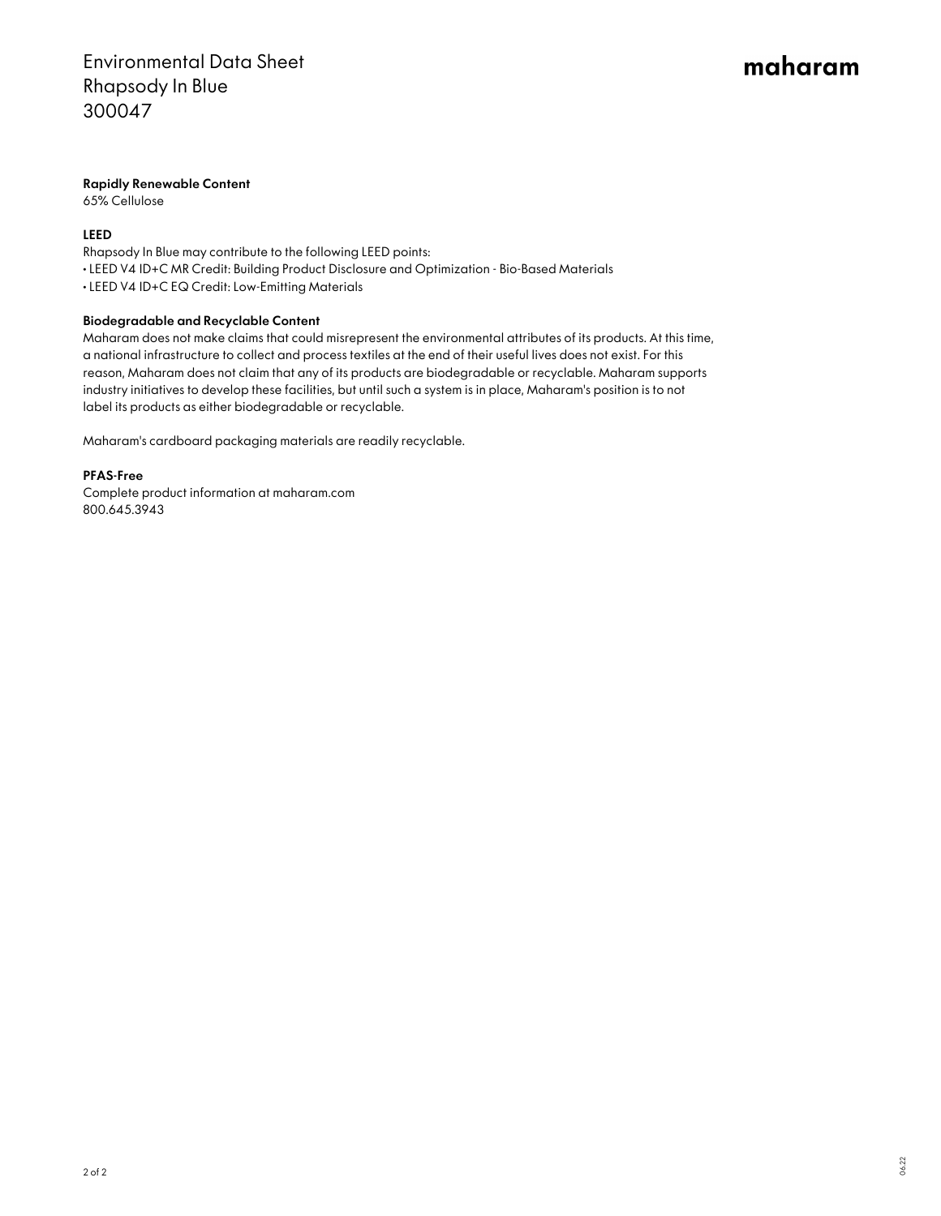Environmental Data Sheet
Rhapsody In Blue
300047

**maharam**

**Rapidly Renewable Content**
65% Cellulose

**LEED**
Rhapsody In Blue may contribute to the following LEED points:
• LEED V4 ID+C MR Credit: Building Product Disclosure and Optimization - Bio-Based Materials
• LEED V4 ID+C EQ Credit: Low-Emitting Materials

**Biodegradable and Recyclable Content**
Maharam does not make claims that could misrepresent the environmental attributes of its products. At this time, a national infrastructure to collect and process textiles at the end of their useful lives does not exist. For this reason, Maharam does not claim that any of its products are biodegradable or recyclable. Maharam supports industry initiatives to develop these facilities, but until such a system is in place, Maharam's position is to not label its products as either biodegradable or recyclable.

Maharam's cardboard packaging materials are readily recyclable.

**PFAS-Free**
Complete product information at maharam.com
800.645.3943

06.22